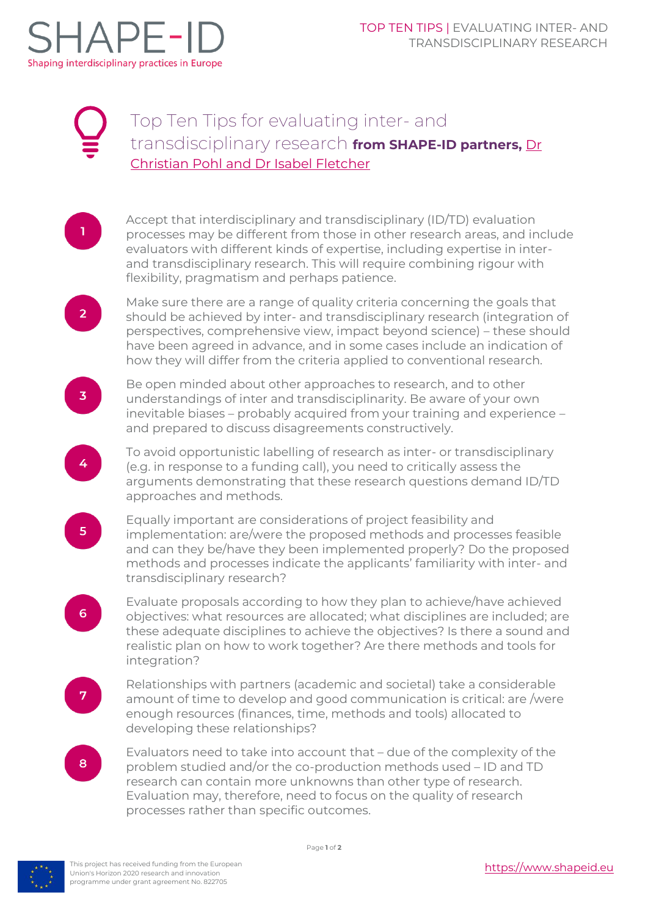# Top Ten Tips for evaluating inter- and transdisciplinary research **from SHAPE-ID partners,** Dr Christian Pohl and Dr Isabel Fletcher

1. Accept that interdisciplinary and transdisciplinary (ID/TD) evaluation processes may be different from those in other research areas, and include evaluators with different kinds of expertise, including expertise in inter- and transdisciplinary research. This will require combining rigour with flexibility, pragmatism and perhaps patience.

2. Make sure there are a range of quality criteria concerning the goals that should be achieved by inter- and transdisciplinary research (integration of perspectives, comprehensive view, impact beyond science) – these should have been agreed in advance, and in some cases include an indication of how they will differ from the criteria applied to conventional research.

3. Be open minded about other approaches to research, and to other understandings of inter and transdisciplinarity. Be aware of your own inevitable biases – probably acquired from your training and experience – and prepared to discuss disagreements constructively.

4. To avoid opportunistic labelling of research as inter- or transdisciplinary (e.g. in response to a funding call), you need to critically assess the arguments demonstrating that these research questions demand ID/TD approaches and methods.

5. Equally important are considerations of project feasibility and implementation: are/were the proposed methods and processes feasible and can they be/have they been implemented properly? Do the proposed methods and processes indicate the applicants' familiarity with inter- and transdisciplinary research?

6. Evaluate proposals according to how they plan to achieve/have achieved objectives: what resources are allocated; what disciplines are included; are these adequate disciplines to achieve the objectives? Is there a sound and realistic plan on how to work together? Are there methods and tools for integration?

7. Relationships with partners (academic and societal) take a considerable amount of time to develop and good communication is critical: are /were enough resources (finances, time, methods and tools) allocated to developing these relationships?

8. Evaluators need to take into account that – due of the complexity of the problem studied and/or the co-production methods used – ID and TD research can contain more unknowns than other type of research. Evaluation may, therefore, need to focus on the quality of research processes rather than specific outcomes.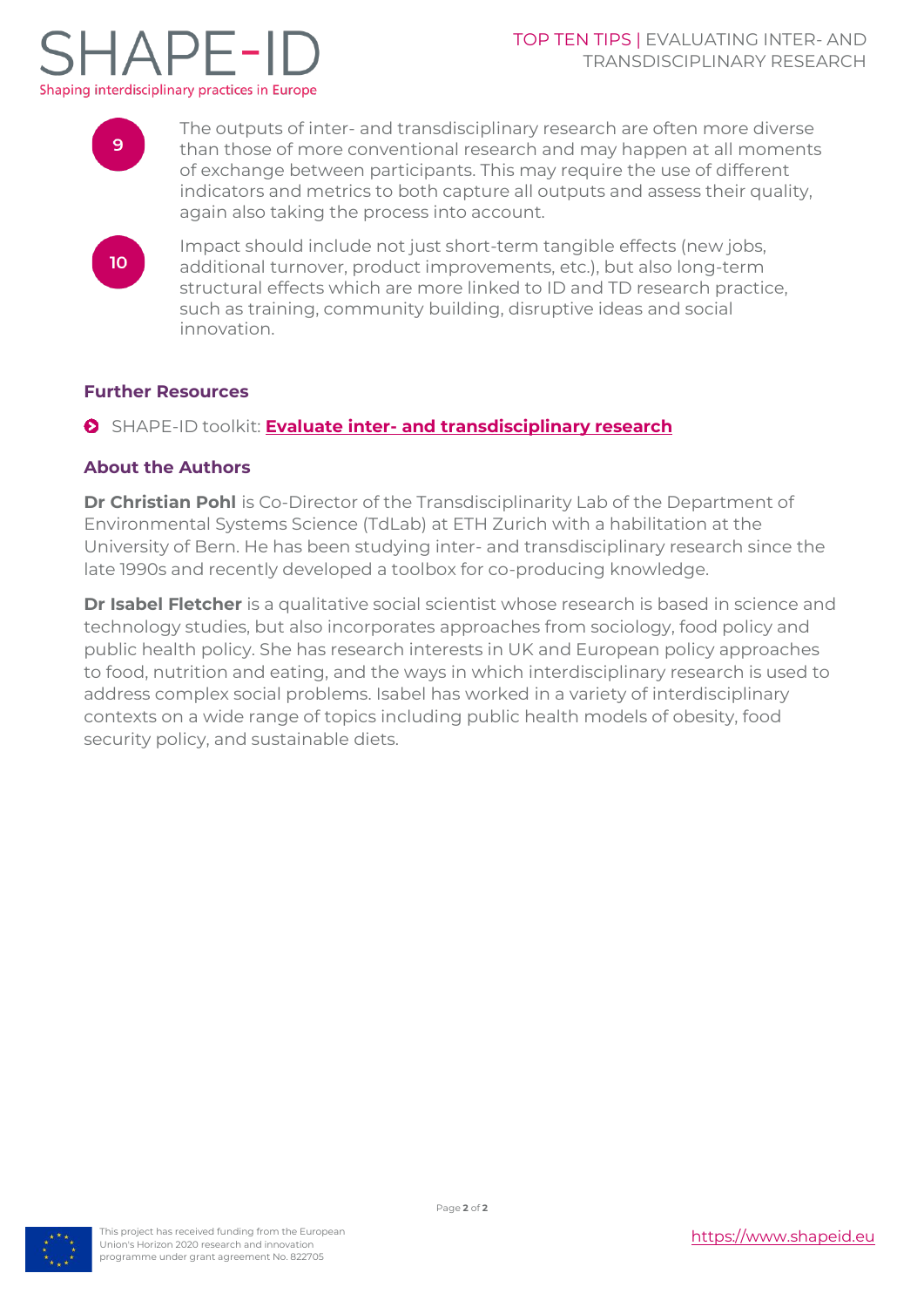9. The outputs of inter- and transdisciplinary research are often more diverse than those of more conventional research and may happen at all moments of exchange between participants. This may require the use of different indicators and metrics to both capture all outputs and assess their quality, again also taking the process into account.

10. Impact should include not just short-term tangible effects (new jobs, additional turnover, product improvements, etc.), but also long-term structural effects which are more linked to ID and TD research practice, such as training, community building, disruptive ideas and social innovation.

### Further Resources

- SHAPE-ID toolkit: **Evaluate inter- and transdisciplinary research**

### About the Authors

**Dr Christian Pohl** is Co-Director of the Transdisciplinarity Lab of the Department of Environmental Systems Science (TdLab) at ETH Zurich with a habilitation at the University of Bern. He has been studying inter- and transdisciplinary research since the late 1990s and recently developed a toolbox for co-producing knowledge.

**Dr Isabel Fletcher** is a qualitative social scientist whose research is based in science and technology studies, but also incorporates approaches from sociology, food policy and public health policy. She has research interests in UK and European policy approaches to food, nutrition and eating, and the ways in which interdisciplinary research is used to address complex social problems. Isabel has worked in a variety of interdisciplinary contexts on a wide range of topics including public health models of obesity, food security policy, and sustainable diets.